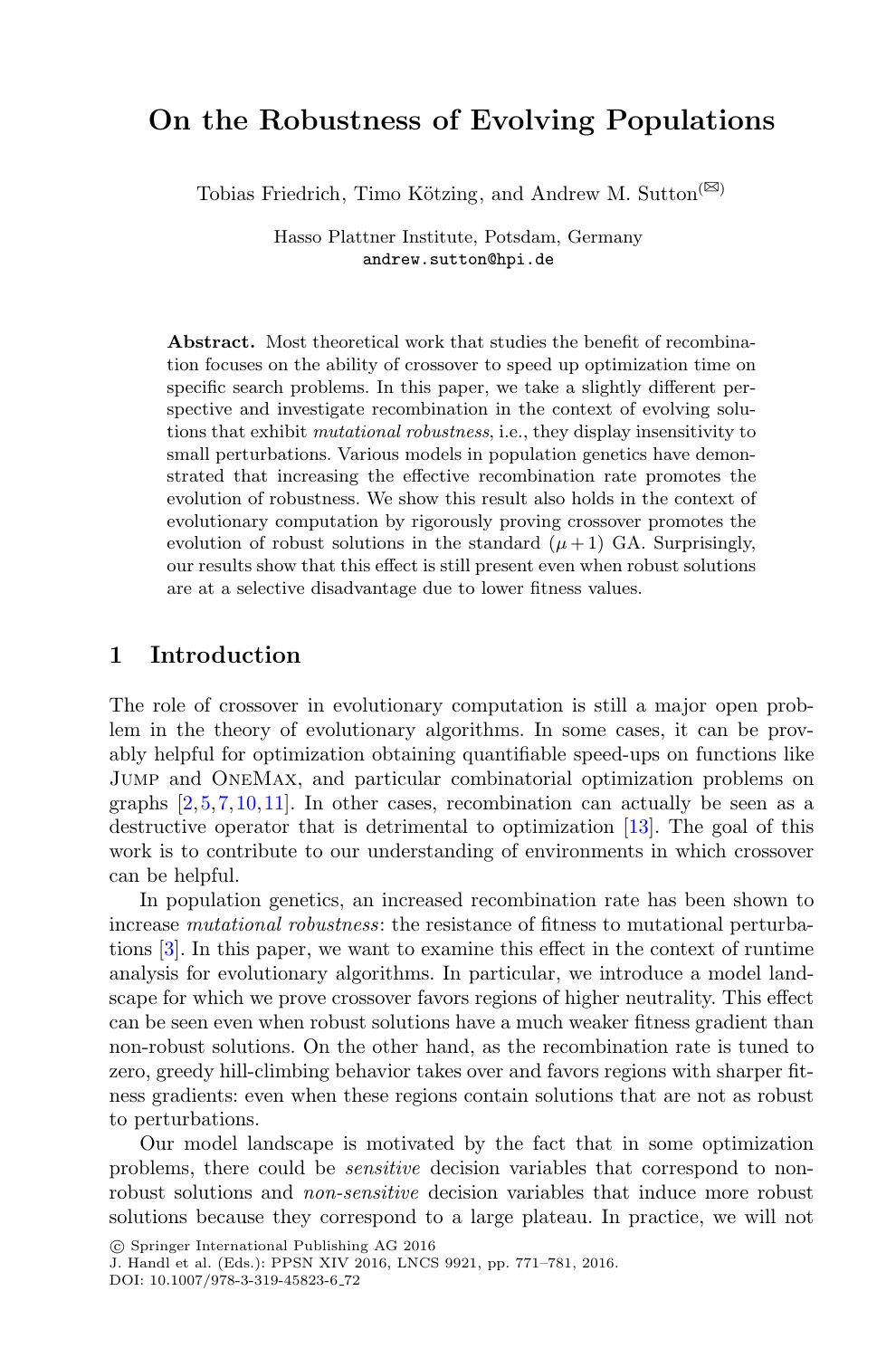# On the Robustness of Evolving Populations

Tobias Friedrich, Timo Kötzing, and Andrew M. Sutton[(✉)]

Hasso Plattner Institute, Potsdam, Germany
andrew.sutton@hpi.de

**Abstract.** Most theoretical work that studies the benefit of recombination focuses on the ability of crossover to speed up optimization time on specific search problems. In this paper, we take a slightly different perspective and investigate recombination in the context of evolving solutions that exhibit *mutational robustness*, i.e., they display insensitivity to small perturbations. Various models in population genetics have demonstrated that increasing the effective recombination rate promotes the evolution of robustness. We show this result also holds in the context of evolutionary computation by rigorously proving crossover promotes the evolution of robust solutions in the standard $(\mu+1)$ GA. Surprisingly, our results show that this effect is still present even when robust solutions are at a selective disadvantage due to lower fitness values.

## 1 Introduction

The role of crossover in evolutionary computation is still a major open problem in the theory of evolutionary algorithms. In some cases, it can be provably helpful for optimization obtaining quantifiable speed-ups on functions like Jump and OneMax, and particular combinatorial optimization problems on graphs [2,5,7,10,11]. In other cases, recombination can actually be seen as a destructive operator that is detrimental to optimization [13]. The goal of this work is to contribute to our understanding of environments in which crossover can be helpful.

In population genetics, an increased recombination rate has been shown to increase *mutational robustness*: the resistance of fitness to mutational perturbations [3]. In this paper, we want to examine this effect in the context of runtime analysis for evolutionary algorithms. In particular, we introduce a model landscape for which we prove crossover favors regions of higher neutrality. This effect can be seen even when robust solutions have a much weaker fitness gradient than non-robust solutions. On the other hand, as the recombination rate is tuned to zero, greedy hill-climbing behavior takes over and favors regions with sharper fitness gradients: even when these regions contain solutions that are not as robust to perturbations.

Our model landscape is motivated by the fact that in some optimization problems, there could be *sensitive* decision variables that correspond to non-robust solutions and *non-sensitive* decision variables that induce more robust solutions because they correspond to a large plateau. In practice, we will not

© Springer International Publishing AG 2016
J. Handl et al. (Eds.): PPSN XIV 2016, LNCS 9921, pp. 771–781, 2016.
DOI: 10.1007/978-3-319-45823-6_72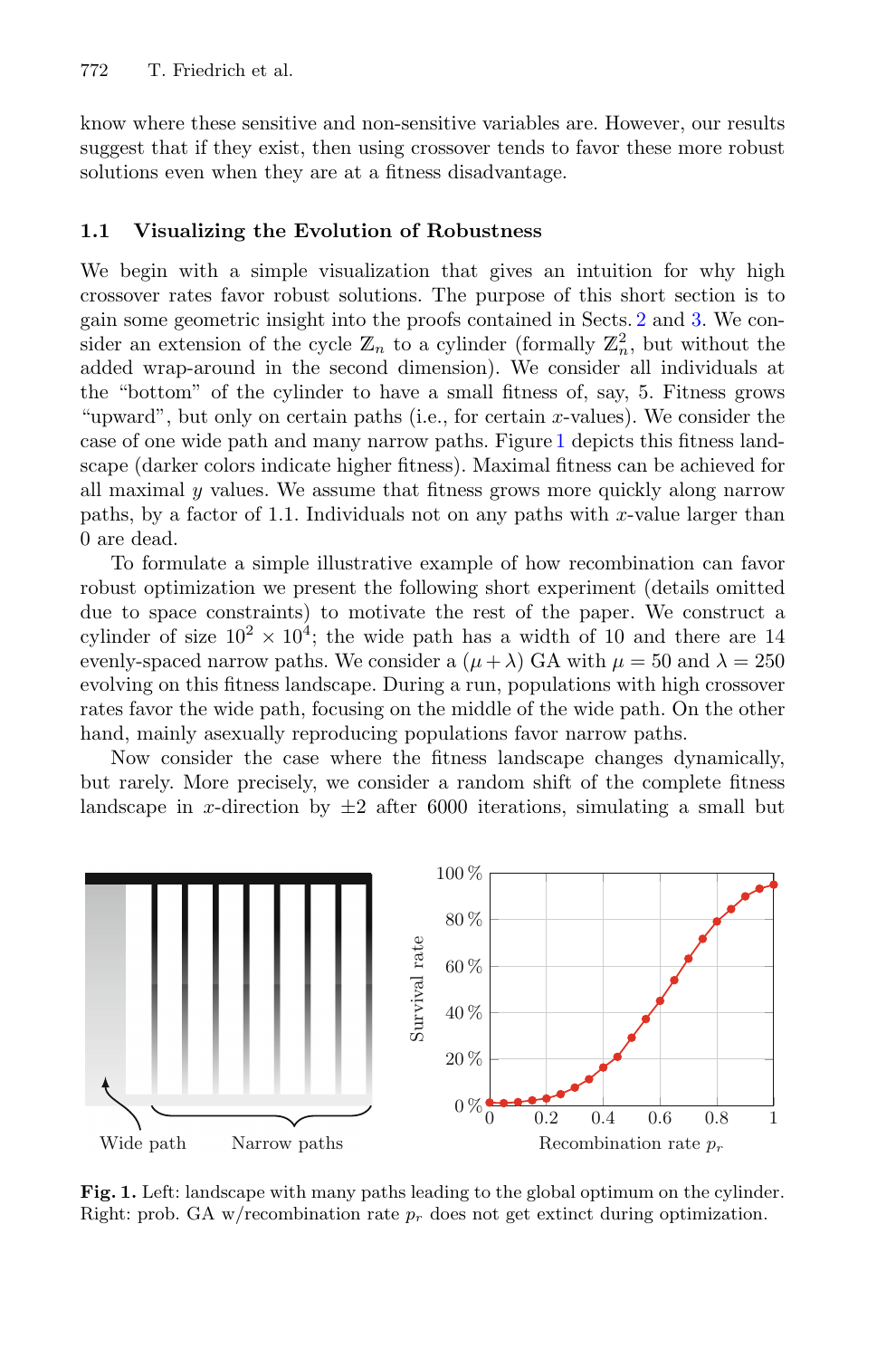know where these sensitive and non-sensitive variables are. However, our results suggest that if they exist, then using crossover tends to favor these more robust solutions even when they are at a fitness disadvantage.

### 1.1 Visualizing the Evolution of Robustness

We begin with a simple visualization that gives an intuition for why high crossover rates favor robust solutions. The purpose of this short section is to gain some geometric insight into the proofs contained in Sects. 2 and 3. We consider an extension of the cycle $\mathbb{Z}_n$ to a cylinder (formally $\mathbb{Z}_n^2$, but without the added wrap-around in the second dimension). We consider all individuals at the "bottom" of the cylinder to have a small fitness of, say, 5. Fitness grows "upward", but only on certain paths (i.e., for certain $x$-values). We consider the case of one wide path and many narrow paths. Figure 1 depicts this fitness landscape (darker colors indicate higher fitness). Maximal fitness can be achieved for all maximal $y$ values. We assume that fitness grows more quickly along narrow paths, by a factor of 1.1. Individuals not on any paths with $x$-value larger than 0 are dead.

To formulate a simple illustrative example of how recombination can favor robust optimization we present the following short experiment (details omitted due to space constraints) to motivate the rest of the paper. We construct a cylinder of size $10^2 \times 10^4$; the wide path has a width of 10 and there are 14 evenly-spaced narrow paths. We consider a $(\mu + \lambda)$ GA with $\mu = 50$ and $\lambda = 250$ evolving on this fitness landscape. During a run, populations with high crossover rates favor the wide path, focusing on the middle of the wide path. On the other hand, mainly asexually reproducing populations favor narrow paths.

Now consider the case where the fitness landscape changes dynamically, but rarely. More precisely, we consider a random shift of the complete fitness landscape in $x$-direction by $\pm 2$ after 6000 iterations, simulating a small but

**Fig. 1.** Left: landscape with many paths leading to the global optimum on the cylinder. Right: prob. GA w/recombination rate $p_r$ does not get extinct during optimization.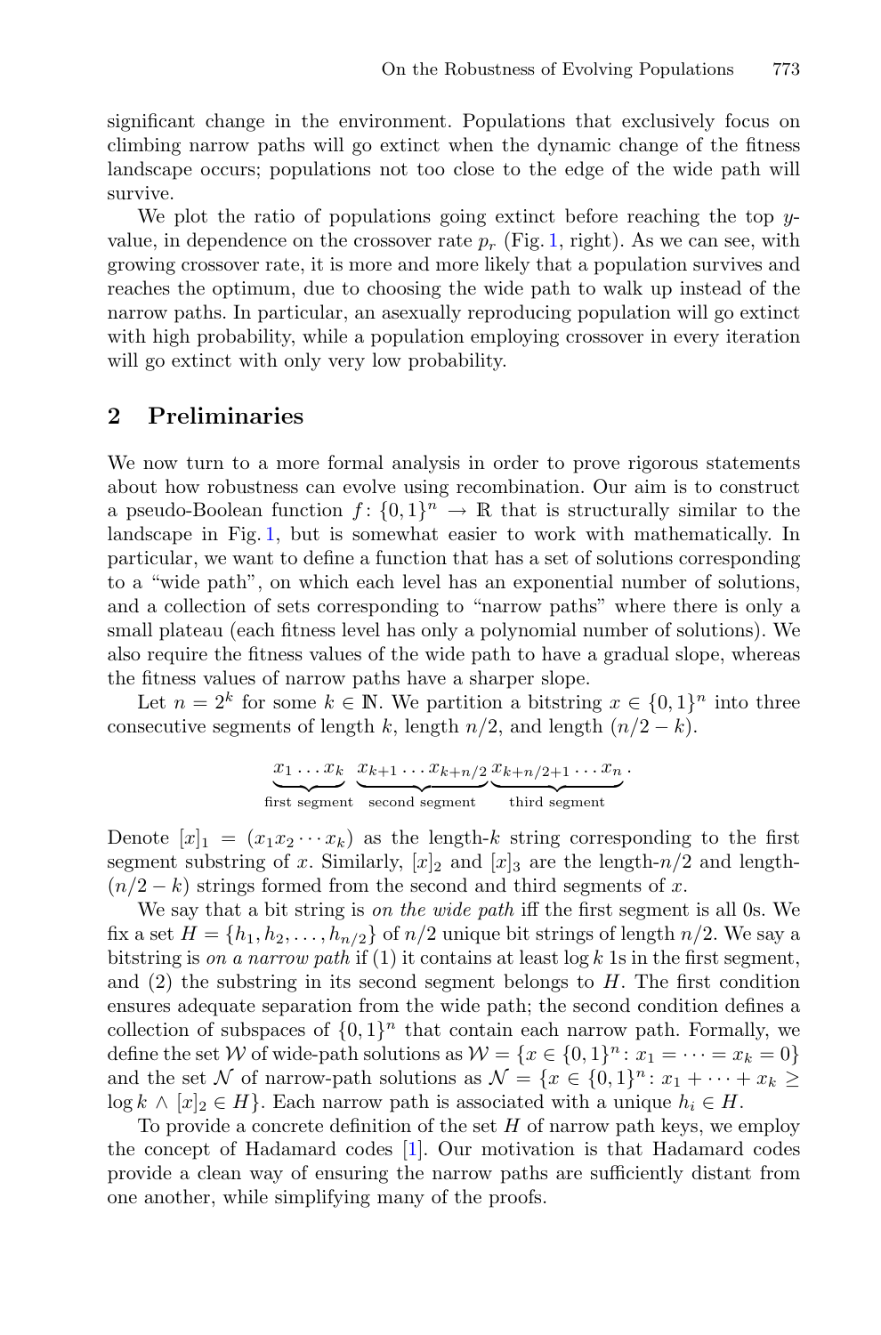significant change in the environment. Populations that exclusively focus on climbing narrow paths will go extinct when the dynamic change of the fitness landscape occurs; populations not too close to the edge of the wide path will survive.

We plot the ratio of populations going extinct before reaching the top $y$-value, in dependence on the crossover rate $p_r$ (Fig. 1, right). As we can see, with growing crossover rate, it is more and more likely that a population survives and reaches the optimum, due to choosing the wide path to walk up instead of the narrow paths. In particular, an asexually reproducing population will go extinct with high probability, while a population employing crossover in every iteration will go extinct with only very low probability.

## 2 Preliminaries

We now turn to a more formal analysis in order to prove rigorous statements about how robustness can evolve using recombination. Our aim is to construct a pseudo-Boolean function $f\colon \{0,1\}^n \to \mathbb{R}$ that is structurally similar to the landscape in Fig. 1, but is somewhat easier to work with mathematically. In particular, we want to define a function that has a set of solutions corresponding to a "wide path", on which each level has an exponential number of solutions, and a collection of sets corresponding to "narrow paths" where there is only a small plateau (each fitness level has only a polynomial number of solutions). We also require the fitness values of the wide path to have a gradual slope, whereas the fitness values of narrow paths have a sharper slope.

Let $n = 2^k$ for some $k \in \mathbb{N}$. We partition a bitstring $x \in \{0,1\}^n$ into three consecutive segments of length $k$, length $n/2$, and length $(n/2 - k)$.

$$\underbrace{x_1 \dots x_k}_{\text{first segment}}\ \underbrace{x_{k+1} \dots x_{k+n/2}}_{\text{second segment}}\underbrace{x_{k+n/2+1} \dots x_n}_{\text{third segment}}.$$

Denote $[x]_1 = (x_1 x_2 \cdots x_k)$ as the length-$k$ string corresponding to the first segment substring of $x$. Similarly, $[x]_2$ and $[x]_3$ are the length-$n/2$ and length-$(n/2 - k)$ strings formed from the second and third segments of $x$.

We say that a bit string is *on the wide path* iff the first segment is all 0s. We fix a set $H = \{h_1, h_2, \dots, h_{n/2}\}$ of $n/2$ unique bit strings of length $n/2$. We say a bitstring is *on a narrow path* if (1) it contains at least $\log k$ 1s in the first segment, and (2) the substring in its second segment belongs to $H$. The first condition ensures adequate separation from the wide path; the second condition defines a collection of subspaces of $\{0,1\}^n$ that contain each narrow path. Formally, we define the set $\mathcal{W}$ of wide-path solutions as $\mathcal{W} = \{x \in \{0,1\}^n \colon x_1 = \cdots = x_k = 0\}$ and the set $\mathcal{N}$ of narrow-path solutions as $\mathcal{N} = \{x \in \{0,1\}^n \colon x_1 + \cdots + x_k \geq \log k \wedge [x]_2 \in H\}$. Each narrow path is associated with a unique $h_i \in H$.

To provide a concrete definition of the set $H$ of narrow path keys, we employ the concept of Hadamard codes [1]. Our motivation is that Hadamard codes provide a clean way of ensuring the narrow paths are sufficiently distant from one another, while simplifying many of the proofs.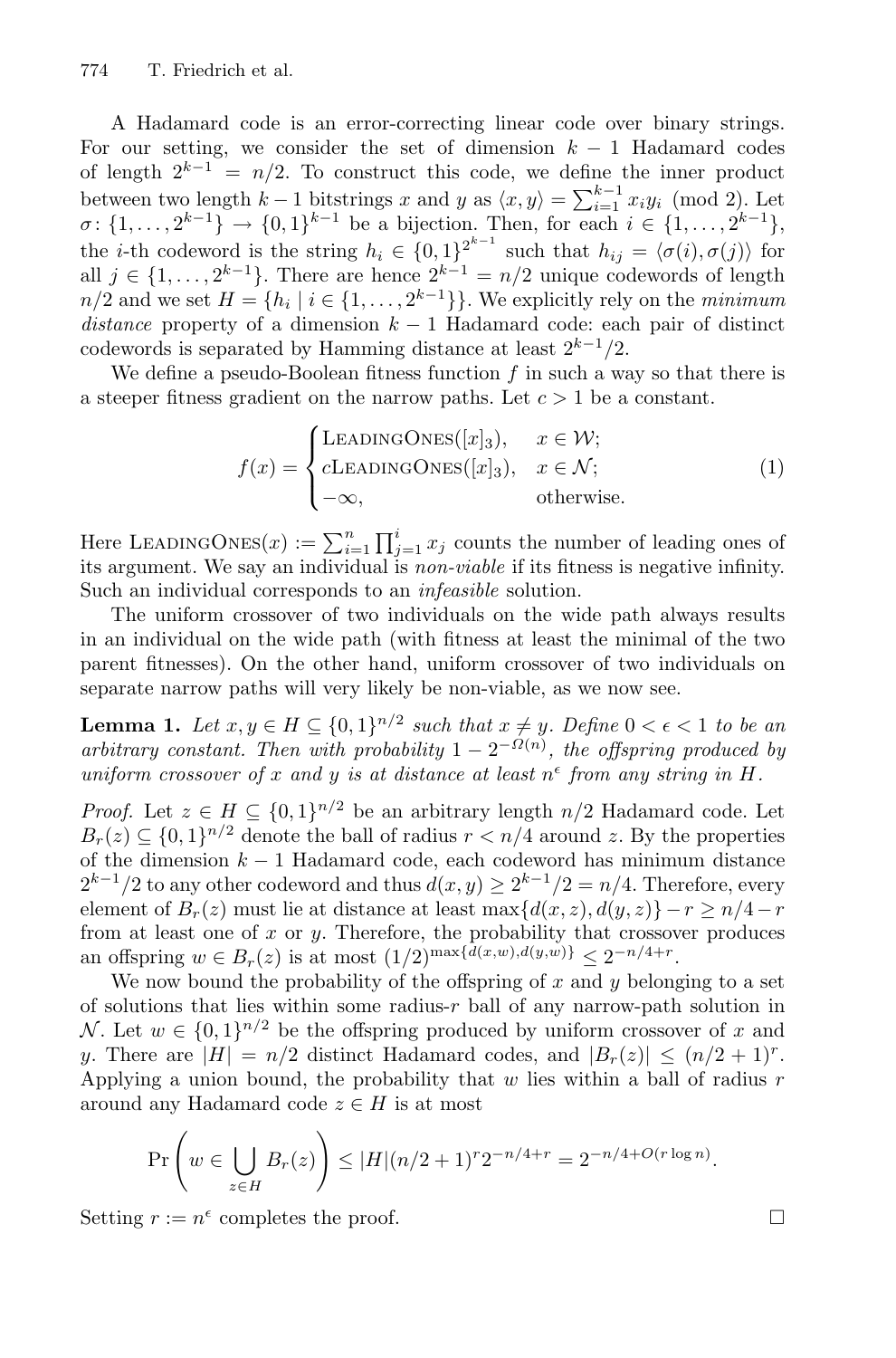A Hadamard code is an error-correcting linear code over binary strings. For our setting, we consider the set of dimension $k-1$ Hadamard codes of length $2^{k-1} = n/2$. To construct this code, we define the inner product between two length $k-1$ bitstrings $x$ and $y$ as $\langle x, y \rangle = \sum_{i=1}^{k-1} x_i y_i \pmod 2$. Let $\sigma\colon \{1, \ldots, 2^{k-1}\} \to \{0,1\}^{k-1}$ be a bijection. Then, for each $i \in \{1, \ldots, 2^{k-1}\}$, the $i$-th codeword is the string $h_i \in \{0,1\}^{2^{k-1}}$ such that $h_{ij} = \langle \sigma(i), \sigma(j) \rangle$ for all $j \in \{1, \ldots, 2^{k-1}\}$. There are hence $2^{k-1} = n/2$ unique codewords of length $n/2$ and we set $H = \{h_i \mid i \in \{1, \ldots, 2^{k-1}\}\}$. We explicitly rely on the *minimum distance* property of a dimension $k-1$ Hadamard code: each pair of distinct codewords is separated by Hamming distance at least $2^{k-1}/2$.

We define a pseudo-Boolean fitness function $f$ in such a way so that there is a steeper fitness gradient on the narrow paths. Let $c > 1$ be a constant.

$$f(x) = \begin{cases} \text{LeadingOnes}([x]_3), & x \in \mathcal{W}; \\ c\text{LeadingOnes}([x]_3), & x \in \mathcal{N}; \\ -\infty, & \text{otherwise.} \end{cases} \tag{1}$$

Here $\text{LeadingOnes}(x) := \sum_{i=1}^{n} \prod_{j=1}^{i} x_j$ counts the number of leading ones of its argument. We say an individual is *non-viable* if its fitness is negative infinity. Such an individual corresponds to an *infeasible* solution.

The uniform crossover of two individuals on the wide path always results in an individual on the wide path (with fitness at least the minimal of the two parent fitnesses). On the other hand, uniform crossover of two individuals on separate narrow paths will very likely be non-viable, as we now see.

**Lemma 1.** *Let $x, y \in H \subseteq \{0,1\}^{n/2}$ such that $x \neq y$. Define $0 < \epsilon < 1$ to be an arbitrary constant. Then with probability $1 - 2^{-\Omega(n)}$, the offspring produced by uniform crossover of $x$ and $y$ is at distance at least $n^\epsilon$ from any string in $H$.*

*Proof.* Let $z \in H \subseteq \{0,1\}^{n/2}$ be an arbitrary length $n/2$ Hadamard code. Let $B_r(z) \subseteq \{0,1\}^{n/2}$ denote the ball of radius $r < n/4$ around $z$. By the properties of the dimension $k-1$ Hadamard code, each codeword has minimum distance $2^{k-1}/2$ to any other codeword and thus $d(x, y) \geq 2^{k-1}/2 = n/4$. Therefore, every element of $B_r(z)$ must lie at distance at least $\max\{d(x, z), d(y, z)\} - r \geq n/4 - r$ from at least one of $x$ or $y$. Therefore, the probability that crossover produces an offspring $w \in B_r(z)$ is at most $(1/2)^{\max\{d(x,w), d(y,w)\}} \leq 2^{-n/4+r}$.

We now bound the probability of the offspring of $x$ and $y$ belonging to a set of solutions that lies within some radius-$r$ ball of any narrow-path solution in $\mathcal{N}$. Let $w \in \{0,1\}^{n/2}$ be the offspring produced by uniform crossover of $x$ and $y$. There are $|H| = n/2$ distinct Hadamard codes, and $|B_r(z)| \leq (n/2+1)^r$. Applying a union bound, the probability that $w$ lies within a ball of radius $r$ around any Hadamard code $z \in H$ is at most

$$\Pr\left(w \in \bigcup_{z \in H} B_r(z)\right) \leq |H|(n/2+1)^r 2^{-n/4+r} = 2^{-n/4+O(r \log n)}.$$

Setting $r := n^\epsilon$ completes the proof. $\square$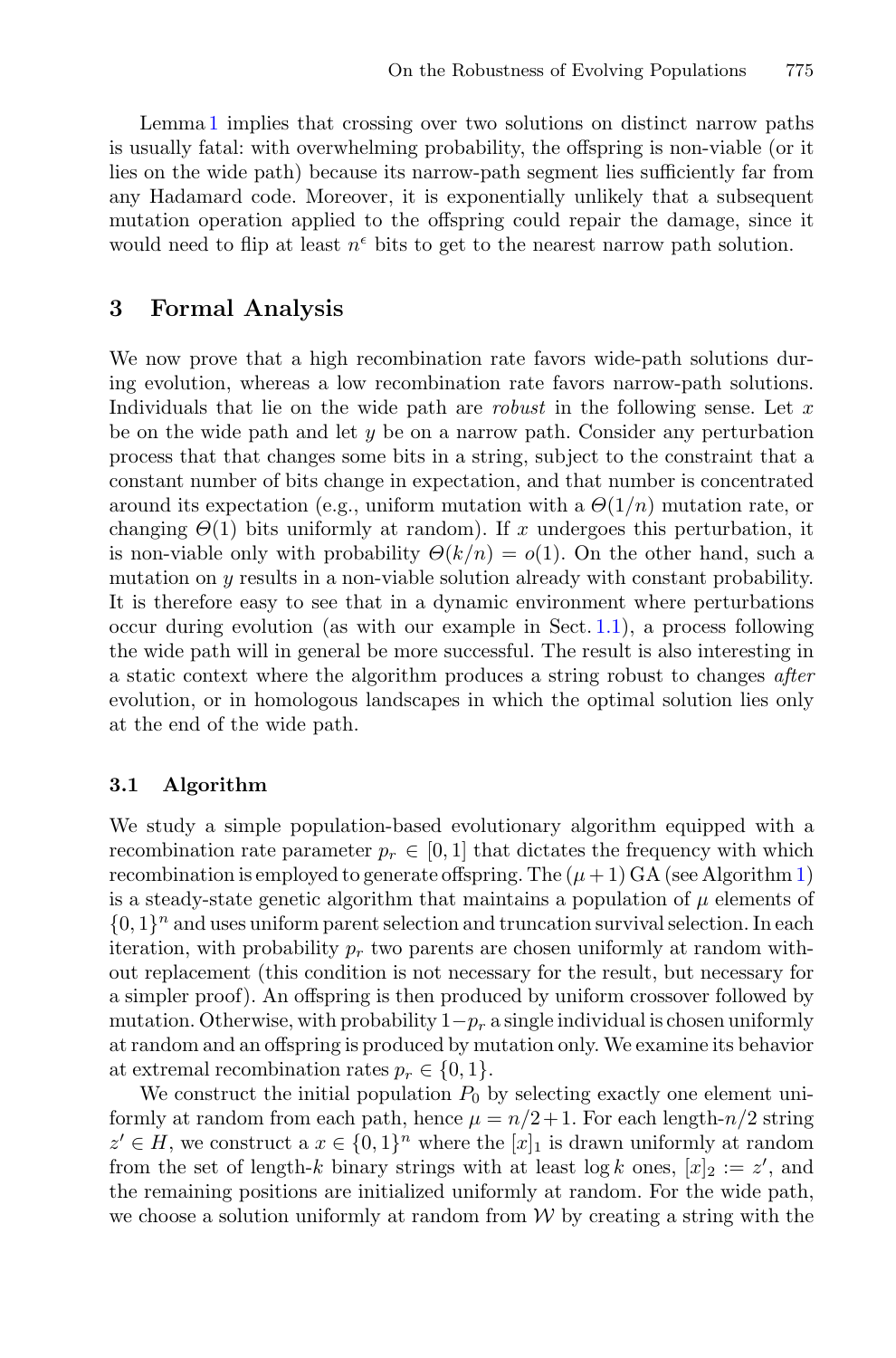Lemma 1 implies that crossing over two solutions on distinct narrow paths is usually fatal: with overwhelming probability, the offspring is non-viable (or it lies on the wide path) because its narrow-path segment lies sufficiently far from any Hadamard code. Moreover, it is exponentially unlikely that a subsequent mutation operation applied to the offspring could repair the damage, since it would need to flip at least $n^{\epsilon}$ bits to get to the nearest narrow path solution.

## 3 Formal Analysis

We now prove that a high recombination rate favors wide-path solutions during evolution, whereas a low recombination rate favors narrow-path solutions. Individuals that lie on the wide path are *robust* in the following sense. Let $x$ be on the wide path and let $y$ be on a narrow path. Consider any perturbation process that that changes some bits in a string, subject to the constraint that a constant number of bits change in expectation, and that number is concentrated around its expectation (e.g., uniform mutation with a $\Theta(1/n)$ mutation rate, or changing $\Theta(1)$ bits uniformly at random). If $x$ undergoes this perturbation, it is non-viable only with probability $\Theta(k/n) = o(1)$. On the other hand, such a mutation on $y$ results in a non-viable solution already with constant probability. It is therefore easy to see that in a dynamic environment where perturbations occur during evolution (as with our example in Sect. 1.1), a process following the wide path will in general be more successful. The result is also interesting in a static context where the algorithm produces a string robust to changes *after* evolution, or in homologous landscapes in which the optimal solution lies only at the end of the wide path.

### 3.1 Algorithm

We study a simple population-based evolutionary algorithm equipped with a recombination rate parameter $p_r \in [0, 1]$ that dictates the frequency with which recombination is employed to generate offspring. The $(\mu + 1)$ GA (see Algorithm 1) is a steady-state genetic algorithm that maintains a population of $\mu$ elements of $\{0, 1\}^n$ and uses uniform parent selection and truncation survival selection. In each iteration, with probability $p_r$ two parents are chosen uniformly at random without replacement (this condition is not necessary for the result, but necessary for a simpler proof). An offspring is then produced by uniform crossover followed by mutation. Otherwise, with probability $1-p_r$ a single individual is chosen uniformly at random and an offspring is produced by mutation only. We examine its behavior at extremal recombination rates $p_r \in \{0, 1\}$.

We construct the initial population $P_0$ by selecting exactly one element uniformly at random from each path, hence $\mu = n/2 + 1$. For each length-$n/2$ string $z' \in H$, we construct a $x \in \{0, 1\}^n$ where the $[x]_1$ is drawn uniformly at random from the set of length-$k$ binary strings with at least $\log k$ ones, $[x]_2 := z'$, and the remaining positions are initialized uniformly at random. For the wide path, we choose a solution uniformly at random from $\mathcal{W}$ by creating a string with the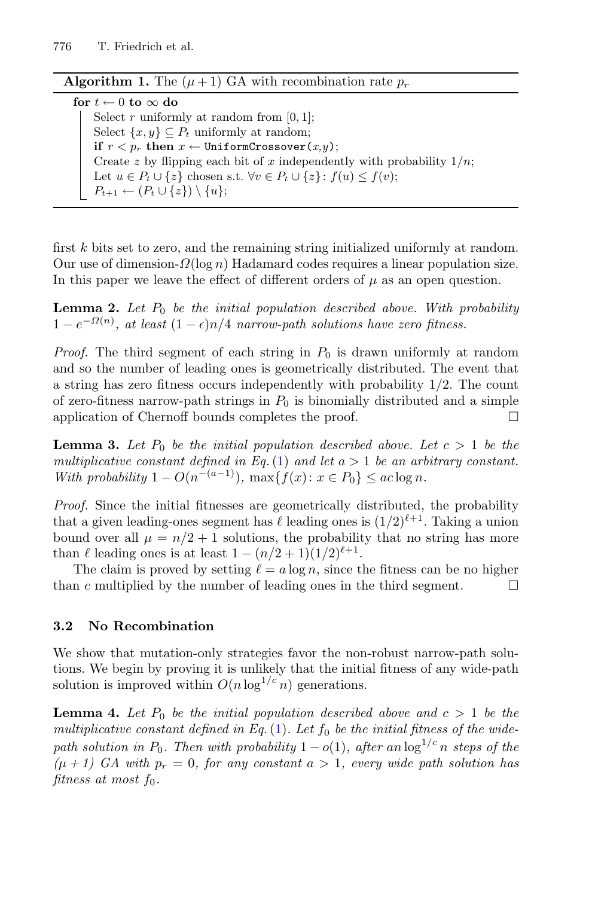**Algorithm 1.** The $(\mu + 1)$ GA with recombination rate $p_r$

```
for t ← 0 to ∞ do
    Select r uniformly at random from [0, 1];
    Select {x, y} ⊆ P_t uniformly at random;
    if r < p_r then x ← UniformCrossover(x,y);
    Create z by flipping each bit of x independently with probability 1/n;
    Let u ∈ P_t ∪ {z} chosen s.t. ∀v ∈ P_t ∪ {z}: f(u) ≤ f(v);
    P_{t+1} ← (P_t ∪ {z}) \ {u};
```

first $k$ bits set to zero, and the remaining string initialized uniformly at random. Our use of dimension-$\Omega(\log n)$ Hadamard codes requires a linear population size. In this paper we leave the effect of different orders of $\mu$ as an open question.

**Lemma 2.** *Let $P_0$ be the initial population described above. With probability $1 - e^{-\Omega(n)}$, at least $(1 - \epsilon)n/4$ narrow-path solutions have zero fitness.*

*Proof.* The third segment of each string in $P_0$ is drawn uniformly at random and so the number of leading ones is geometrically distributed. The event that a string has zero fitness occurs independently with probability 1/2. The count of zero-fitness narrow-path strings in $P_0$ is binomially distributed and a simple application of Chernoff bounds completes the proof. □

**Lemma 3.** *Let $P_0$ be the initial population described above. Let $c > 1$ be the multiplicative constant defined in Eq. (1) and let $a > 1$ be an arbitrary constant. With probability $1 - O(n^{-(a-1)})$, $\max\{f(x) : x \in P_0\} \leq ac \log n$.*

*Proof.* Since the initial fitnesses are geometrically distributed, the probability that a given leading-ones segment has $\ell$ leading ones is $(1/2)^{\ell+1}$. Taking a union bound over all $\mu = n/2 + 1$ solutions, the probability that no string has more than $\ell$ leading ones is at least $1 - (n/2 + 1)(1/2)^{\ell+1}$.

The claim is proved by setting $\ell = a \log n$, since the fitness can be no higher than $c$ multiplied by the number of leading ones in the third segment. □

### 3.2 No Recombination

We show that mutation-only strategies favor the non-robust narrow-path solutions. We begin by proving it is unlikely that the initial fitness of any wide-path solution is improved within $O(n \log^{1/c} n)$ generations.

**Lemma 4.** *Let $P_0$ be the initial population described above and $c > 1$ be the multiplicative constant defined in Eq. (1). Let $f_0$ be the initial fitness of the wide-path solution in $P_0$. Then with probability $1 - o(1)$, after $an \log^{1/c} n$ steps of the $(\mu + 1)$ GA with $p_r = 0$, for any constant $a > 1$, every wide path solution has fitness at most $f_0$.*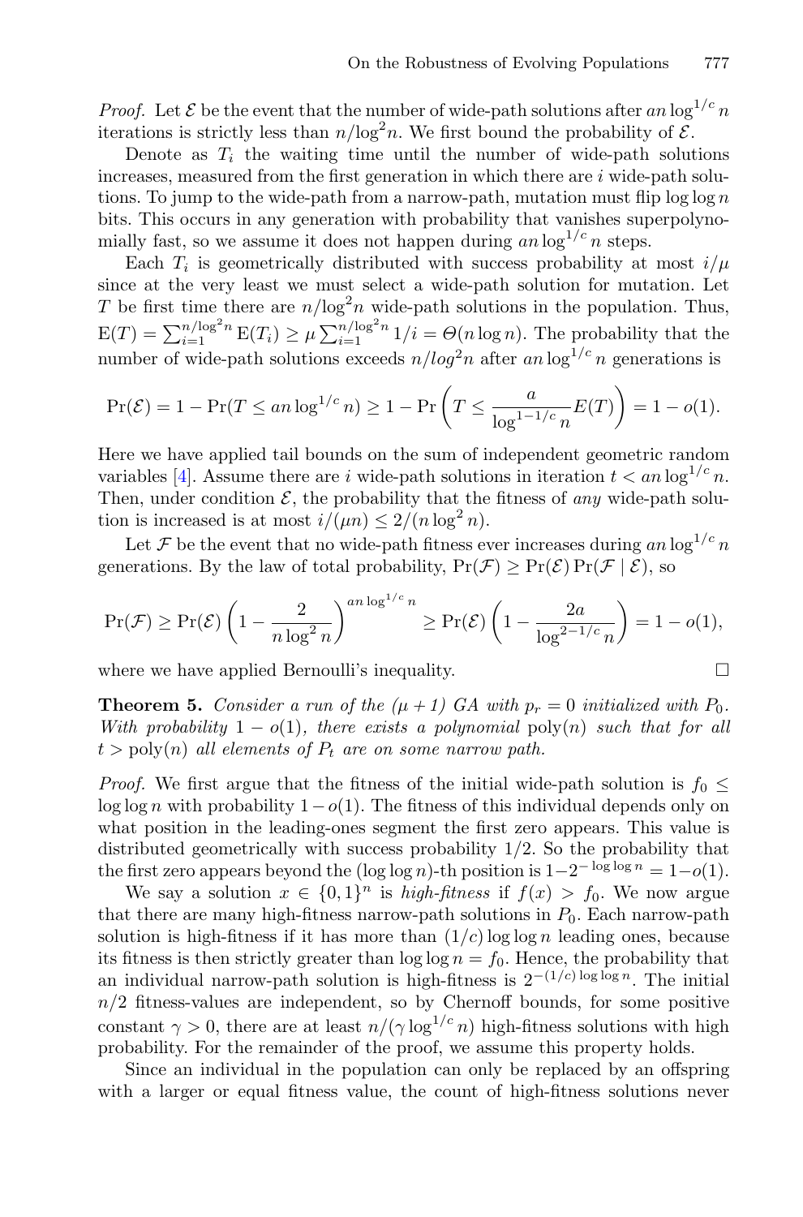*Proof.* Let $\mathcal{E}$ be the event that the number of wide-path solutions after $an \log^{1/c} n$ iterations is strictly less than $n/\log^2 n$. We first bound the probability of $\mathcal{E}$.

Denote as $T_i$ the waiting time until the number of wide-path solutions increases, measured from the first generation in which there are $i$ wide-path solutions. To jump to the wide-path from a narrow-path, mutation must flip $\log \log n$ bits. This occurs in any generation with probability that vanishes superpolynomially fast, so we assume it does not happen during $an \log^{1/c} n$ steps.

Each $T_i$ is geometrically distributed with success probability at most $i/\mu$ since at the very least we must select a wide-path solution for mutation. Let $T$ be first time there are $n/\log^2 n$ wide-path solutions in the population. Thus, $\mathrm{E}(T) = \sum_{i=1}^{n/\log^2 n} \mathrm{E}(T_i) \geq \mu \sum_{i=1}^{n/\log^2 n} 1/i = \Theta(n \log n)$. The probability that the number of wide-path solutions exceeds $n/log^2 n$ after $an \log^{1/c} n$ generations is

$$\Pr(\mathcal{E}) = 1 - \Pr(T \leq an \log^{1/c} n) \geq 1 - \Pr\left(T \leq \frac{a}{\log^{1-1/c} n} E(T)\right) = 1 - o(1).$$

Here we have applied tail bounds on the sum of independent geometric random variables [4]. Assume there are $i$ wide-path solutions in iteration $t < an \log^{1/c} n$. Then, under condition $\mathcal{E}$, the probability that the fitness of *any* wide-path solution is increased is at most $i/(\mu n) \leq 2/(n \log^2 n)$.

Let $\mathcal{F}$ be the event that no wide-path fitness ever increases during $an \log^{1/c} n$ generations. By the law of total probability, $\Pr(\mathcal{F}) \geq \Pr(\mathcal{E}) \Pr(\mathcal{F} \mid \mathcal{E})$, so

$$\Pr(\mathcal{F}) \geq \Pr(\mathcal{E}) \left(1 - \frac{2}{n \log^2 n}\right)^{an \log^{1/c} n} \geq \Pr(\mathcal{E}) \left(1 - \frac{2a}{\log^{2-1/c} n}\right) = 1 - o(1),$$

where we have applied Bernoulli's inequality. $\square$

**Theorem 5.** *Consider a run of the $(\mu + 1)$ GA with $p_r = 0$ initialized with $P_0$. With probability $1 - o(1)$, there exists a polynomial* $\mathrm{poly}(n)$ *such that for all* $t > \mathrm{poly}(n)$ *all elements of $P_t$ are on some narrow path.*

*Proof.* We first argue that the fitness of the initial wide-path solution is $f_0 \leq \log \log n$ with probability $1 - o(1)$. The fitness of this individual depends only on what position in the leading-ones segment the first zero appears. This value is distributed geometrically with success probability $1/2$. So the probability that the first zero appears beyond the $(\log \log n)$-th position is $1 - 2^{-\log \log n} = 1 - o(1)$.

We say a solution $x \in \{0,1\}^n$ is *high-fitness* if $f(x) > f_0$. We now argue that there are many high-fitness narrow-path solutions in $P_0$. Each narrow-path solution is high-fitness if it has more than $(1/c) \log \log n$ leading ones, because its fitness is then strictly greater than $\log \log n = f_0$. Hence, the probability that an individual narrow-path solution is high-fitness is $2^{-(1/c) \log \log n}$. The initial $n/2$ fitness-values are independent, so by Chernoff bounds, for some positive constant $\gamma > 0$, there are at least $n/(\gamma \log^{1/c} n)$ high-fitness solutions with high probability. For the remainder of the proof, we assume this property holds.

Since an individual in the population can only be replaced by an offspring with a larger or equal fitness value, the count of high-fitness solutions never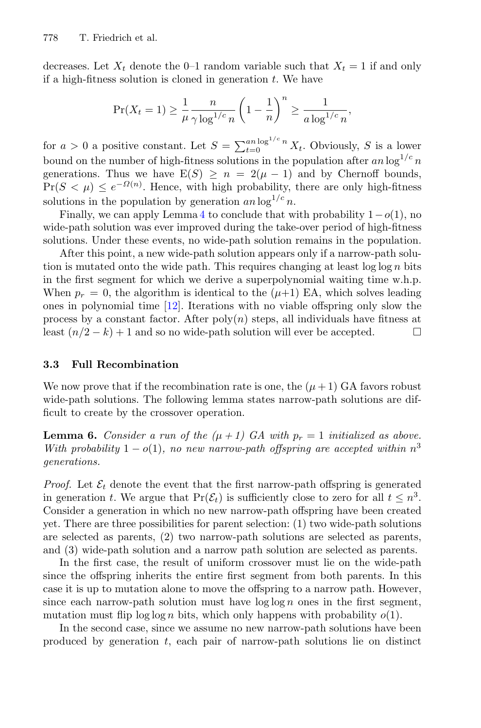decreases. Let $X_t$ denote the 0–1 random variable such that $X_t = 1$ if and only if a high-fitness solution is cloned in generation $t$. We have

$$\Pr(X_t = 1) \geq \frac{1}{\mu} \frac{n}{\gamma \log^{1/c} n} \left(1 - \frac{1}{n}\right)^n \geq \frac{1}{a \log^{1/c} n},$$

for $a > 0$ a positive constant. Let $S = \sum_{t=0}^{an \log^{1/c} n} X_t$. Obviously, $S$ is a lower bound on the number of high-fitness solutions in the population after $an \log^{1/c} n$ generations. Thus we have $\mathrm{E}(S) \geq n = 2(\mu - 1)$ and by Chernoff bounds, $\Pr(S < \mu) \leq e^{-\Omega(n)}$. Hence, with high probability, there are only high-fitness solutions in the population by generation $an \log^{1/c} n$.

Finally, we can apply Lemma 4 to conclude that with probability $1 - o(1)$, no wide-path solution was ever improved during the take-over period of high-fitness solutions. Under these events, no wide-path solution remains in the population.

After this point, a new wide-path solution appears only if a narrow-path solution is mutated onto the wide path. This requires changing at least $\log \log n$ bits in the first segment for which we derive a superpolynomial waiting time w.h.p. When $p_r = 0$, the algorithm is identical to the ($\mu$+1) EA, which solves leading ones in polynomial time [12]. Iterations with no viable offspring only slow the process by a constant factor. After $\mathrm{poly}(n)$ steps, all individuals have fitness at least $(n/2 - k) + 1$ and so no wide-path solution will ever be accepted. □

### 3.3 Full Recombination

We now prove that if the recombination rate is one, the $(\mu + 1)$ GA favors robust wide-path solutions. The following lemma states narrow-path solutions are difficult to create by the crossover operation.

**Lemma 6.** *Consider a run of the ($\mu$ + 1) GA with $p_r = 1$ initialized as above. With probability $1 - o(1)$, no new narrow-path offspring are accepted within $n^3$ generations.*

*Proof.* Let $\mathcal{E}_t$ denote the event that the first narrow-path offspring is generated in generation $t$. We argue that $\Pr(\mathcal{E}_t)$ is sufficiently close to zero for all $t \leq n^3$. Consider a generation in which no new narrow-path offspring have been created yet. There are three possibilities for parent selection: (1) two wide-path solutions are selected as parents, (2) two narrow-path solutions are selected as parents, and (3) wide-path solution and a narrow path solution are selected as parents.

In the first case, the result of uniform crossover must lie on the wide-path since the offspring inherits the entire first segment from both parents. In this case it is up to mutation alone to move the offspring to a narrow path. However, since each narrow-path solution must have $\log \log n$ ones in the first segment, mutation must flip $\log \log n$ bits, which only happens with probability $o(1)$.

In the second case, since we assume no new narrow-path solutions have been produced by generation $t$, each pair of narrow-path solutions lie on distinct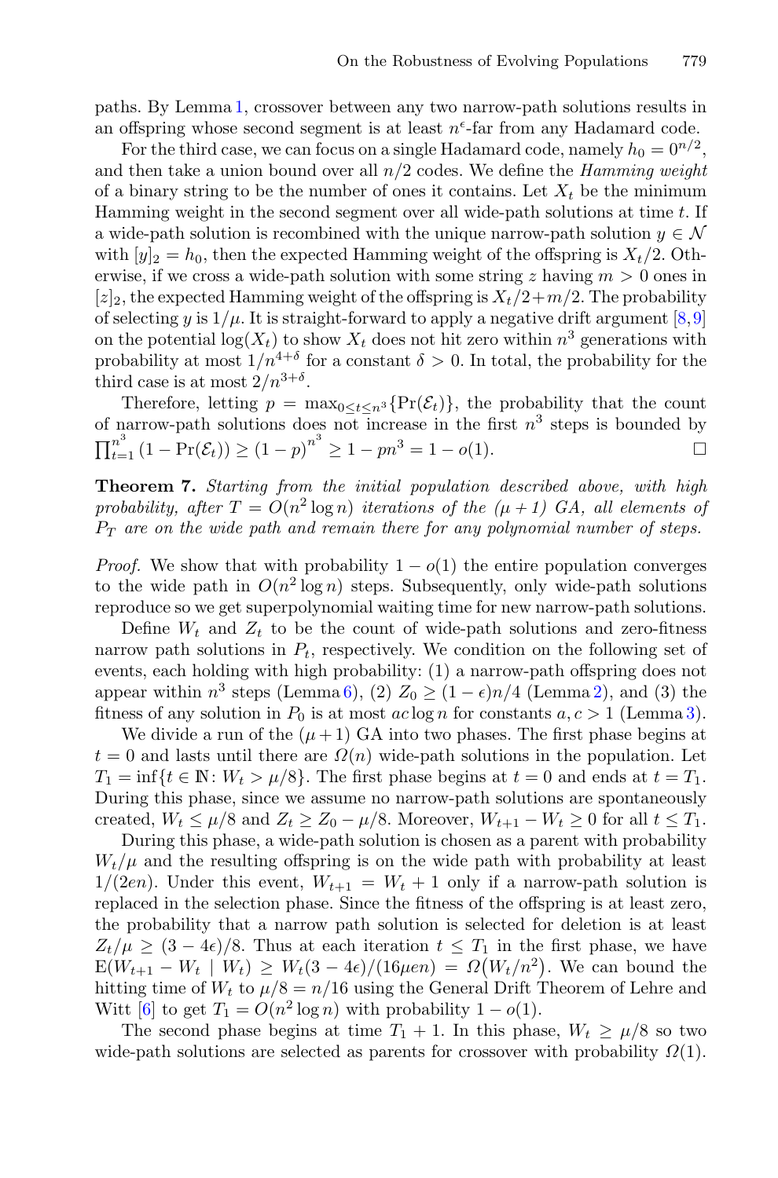paths. By Lemma 1, crossover between any two narrow-path solutions results in an offspring whose second segment is at least $n^\epsilon$-far from any Hadamard code.

For the third case, we can focus on a single Hadamard code, namely $h_0 = 0^{n/2}$, and then take a union bound over all $n/2$ codes. We define the *Hamming weight* of a binary string to be the number of ones it contains. Let $X_t$ be the minimum Hamming weight in the second segment over all wide-path solutions at time $t$. If a wide-path solution is recombined with the unique narrow-path solution $y \in \mathcal{N}$ with $[y]_2 = h_0$, then the expected Hamming weight of the offspring is $X_t/2$. Otherwise, if we cross a wide-path solution with some string $z$ having $m > 0$ ones in $[z]_2$, the expected Hamming weight of the offspring is $X_t/2 + m/2$. The probability of selecting $y$ is $1/\mu$. It is straight-forward to apply a negative drift argument [8,9] on the potential $\log(X_t)$ to show $X_t$ does not hit zero within $n^3$ generations with probability at most $1/n^{4+\delta}$ for a constant $\delta > 0$. In total, the probability for the third case is at most $2/n^{3+\delta}$.

Therefore, letting $p = \max_{0 \leq t \leq n^3}\{\Pr(\mathcal{E}_t)\}$, the probability that the count of narrow-path solutions does not increase in the first $n^3$ steps is bounded by $\prod_{t=1}^{n^3}(1 - \Pr(\mathcal{E}_t)) \geq (1-p)^{n^3} \geq 1 - pn^3 = 1 - o(1)$. □

**Theorem 7.** *Starting from the initial population described above, with high probability, after $T = O(n^2 \log n)$ iterations of the $(\mu + 1)$ GA, all elements of $P_T$ are on the wide path and remain there for any polynomial number of steps.*

*Proof.* We show that with probability $1 - o(1)$ the entire population converges to the wide path in $O(n^2 \log n)$ steps. Subsequently, only wide-path solutions reproduce so we get superpolynomial waiting time for new narrow-path solutions.

Define $W_t$ and $Z_t$ to be the count of wide-path solutions and zero-fitness narrow path solutions in $P_t$, respectively. We condition on the following set of events, each holding with high probability: (1) a narrow-path offspring does not appear within $n^3$ steps (Lemma 6), (2) $Z_0 \geq (1-\epsilon)n/4$ (Lemma 2), and (3) the fitness of any solution in $P_0$ is at most $ac \log n$ for constants $a, c > 1$ (Lemma 3).

We divide a run of the $(\mu + 1)$ GA into two phases. The first phase begins at $t = 0$ and lasts until there are $\Omega(n)$ wide-path solutions in the population. Let $T_1 = \inf\{t \in \mathbb{N} \colon W_t > \mu/8\}$. The first phase begins at $t = 0$ and ends at $t = T_1$. During this phase, since we assume no narrow-path solutions are spontaneously created, $W_t \leq \mu/8$ and $Z_t \geq Z_0 - \mu/8$. Moreover, $W_{t+1} - W_t \geq 0$ for all $t \leq T_1$.

During this phase, a wide-path solution is chosen as a parent with probability $W_t/\mu$ and the resulting offspring is on the wide path with probability at least $1/(2en)$. Under this event, $W_{t+1} = W_t + 1$ only if a narrow-path solution is replaced in the selection phase. Since the fitness of the offspring is at least zero, the probability that a narrow path solution is selected for deletion is at least $Z_t/\mu \geq (3 - 4\epsilon)/8$. Thus at each iteration $t \leq T_1$ in the first phase, we have $\mathrm{E}(W_{t+1} - W_t \mid W_t) \geq W_t(3 - 4\epsilon)/(16\mu en) = \Omega\big(W_t/n^2\big)$. We can bound the hitting time of $W_t$ to $\mu/8 = n/16$ using the General Drift Theorem of Lehre and Witt [6] to get $T_1 = O(n^2 \log n)$ with probability $1 - o(1)$.

The second phase begins at time $T_1 + 1$. In this phase, $W_t \geq \mu/8$ so two wide-path solutions are selected as parents for crossover with probability $\Omega(1)$.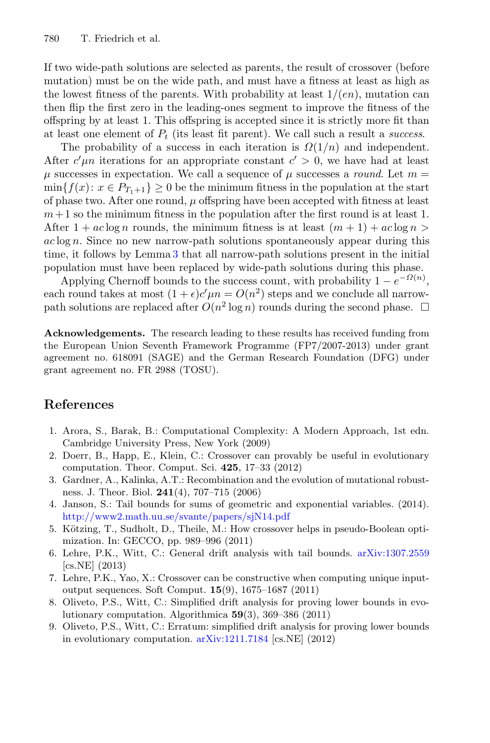If two wide-path solutions are selected as parents, the result of crossover (before mutation) must be on the wide path, and must have a fitness at least as high as the lowest fitness of the parents. With probability at least $1/(en)$, mutation can then flip the first zero in the leading-ones segment to improve the fitness of the offspring by at least 1. This offspring is accepted since it is strictly more fit than at least one element of $P_t$ (its least fit parent). We call such a result a *success*.

The probability of a success in each iteration is $\Omega(1/n)$ and independent. After $c'\mu n$ iterations for an appropriate constant $c' > 0$, we have had at least $\mu$ successes in expectation. We call a sequence of $\mu$ successes a *round*. Let $m = \min\{f(x) : x \in P_{T_1+1}\} \geq 0$ be the minimum fitness in the population at the start of phase two. After one round, $\mu$ offspring have been accepted with fitness at least $m+1$ so the minimum fitness in the population after the first round is at least 1. After $1 + ac \log n$ rounds, the minimum fitness is at least $(m+1) + ac \log n > ac \log n$. Since no new narrow-path solutions spontaneously appear during this time, it follows by Lemma 3 that all narrow-path solutions present in the initial population must have been replaced by wide-path solutions during this phase.

Applying Chernoff bounds to the success count, with probability $1 - e^{-\Omega(n)}$, each round takes at most $(1+\epsilon)c'\mu n = O(n^2)$ steps and we conclude all narrow-path solutions are replaced after $O(n^2 \log n)$ rounds during the second phase. □

**Acknowledgements.** The research leading to these results has received funding from the European Union Seventh Framework Programme (FP7/2007-2013) under grant agreement no. 618091 (SAGE) and the German Research Foundation (DFG) under grant agreement no. FR 2988 (TOSU).

## References

1. Arora, S., Barak, B.: Computational Complexity: A Modern Approach, 1st edn. Cambridge University Press, New York (2009)
2. Doerr, B., Happ, E., Klein, C.: Crossover can provably be useful in evolutionary computation. Theor. Comput. Sci. **425**, 17–33 (2012)
3. Gardner, A., Kalinka, A.T.: Recombination and the evolution of mutational robustness. J. Theor. Biol. **241**(4), 707–715 (2006)
4. Janson, S.: Tail bounds for sums of geometric and exponential variables. (2014). http://www2.math.uu.se/svante/papers/sjN14.pdf
5. Kötzing, T., Sudholt, D., Theile, M.: How crossover helps in pseudo-Boolean optimization. In: GECCO, pp. 989–996 (2011)
6. Lehre, P.K., Witt, C.: General drift analysis with tail bounds. arXiv:1307.2559 [cs.NE] (2013)
7. Lehre, P.K., Yao, X.: Crossover can be constructive when computing unique input-output sequences. Soft Comput. **15**(9), 1675–1687 (2011)
8. Oliveto, P.S., Witt, C.: Simplified drift analysis for proving lower bounds in evolutionary computation. Algorithmica **59**(3), 369–386 (2011)
9. Oliveto, P.S., Witt, C.: Erratum: simplified drift analysis for proving lower bounds in evolutionary computation. arXiv:1211.7184 [cs.NE] (2012)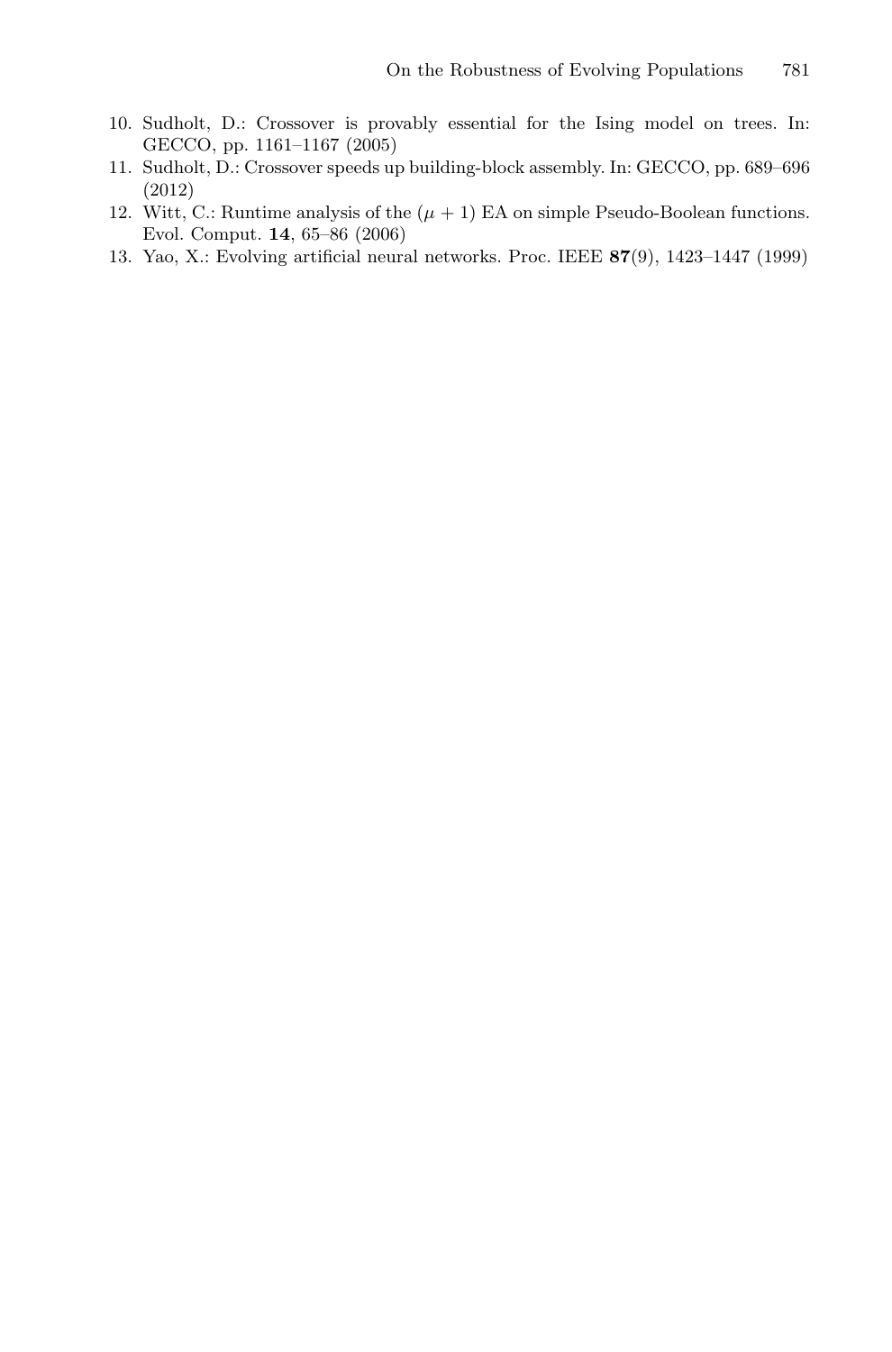10. Sudholt, D.: Crossover is provably essential for the Ising model on trees. In: GECCO, pp. 1161–1167 (2005)
11. Sudholt, D.: Crossover speeds up building-block assembly. In: GECCO, pp. 689–696 (2012)
12. Witt, C.: Runtime analysis of the $(\mu + 1)$ EA on simple Pseudo-Boolean functions. Evol. Comput. **14**, 65–86 (2006)
13. Yao, X.: Evolving artificial neural networks. Proc. IEEE **87**(9), 1423–1447 (1999)